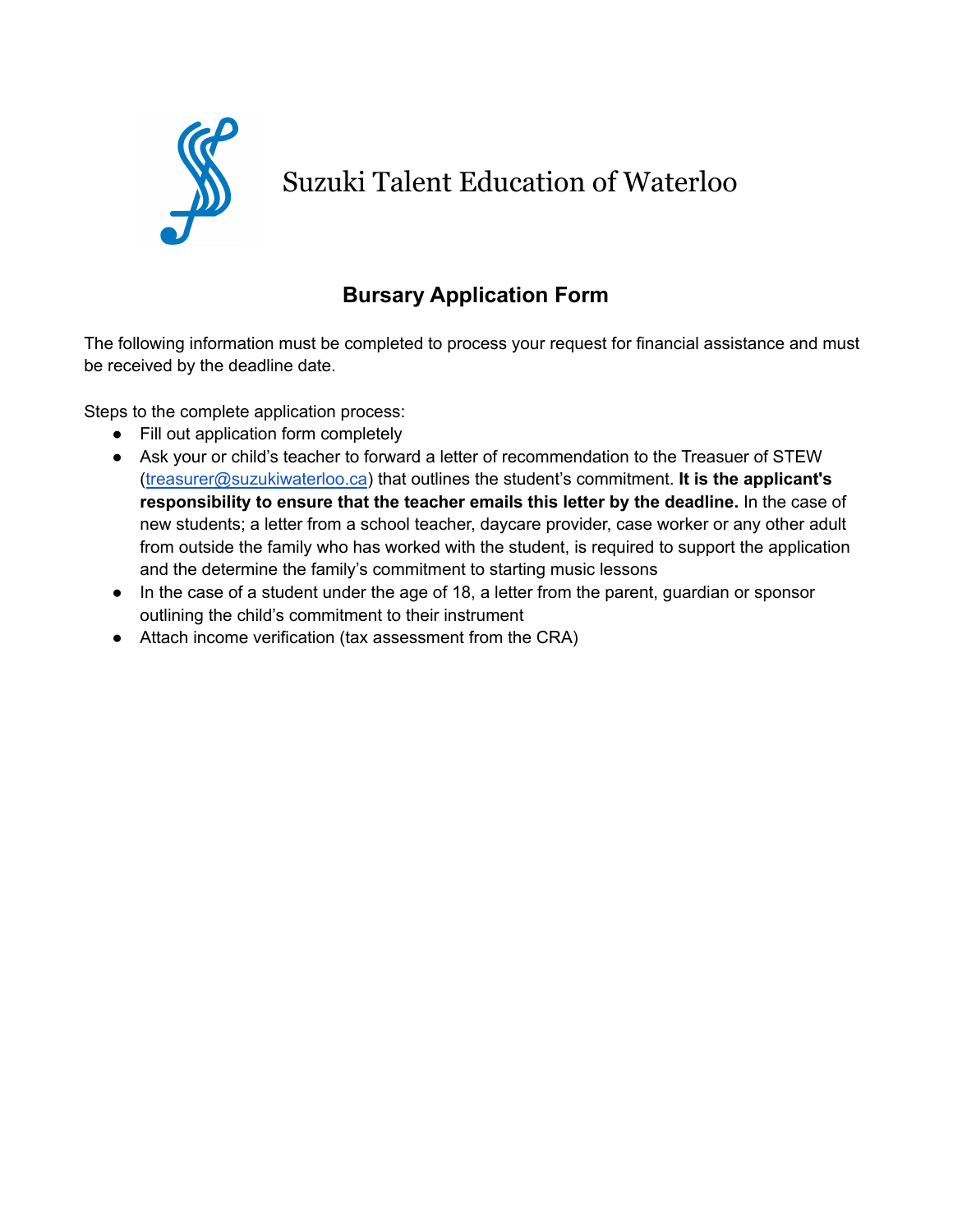# Suzuki Talent Education of Waterloo

## Bursary Application Form

The following information must be completed to process your request for financial assistance and must be received by the deadline date.

Steps to the complete application process:

- Fill out application form completely
- Ask your or child's teacher to forward a letter of recommendation to the Treasuer of STEW (treasurer@suzukiwaterloo.ca) that outlines the student's commitment. **It is the applicant's responsibility to ensure that the teacher emails this letter by the deadline.** In the case of new students; a letter from a school teacher, daycare provider, case worker or any other adult from outside the family who has worked with the student, is required to support the application and the determine the family's commitment to starting music lessons
- In the case of a student under the age of 18, a letter from the parent, guardian or sponsor outlining the child's commitment to their instrument
- Attach income verification (tax assessment from the CRA)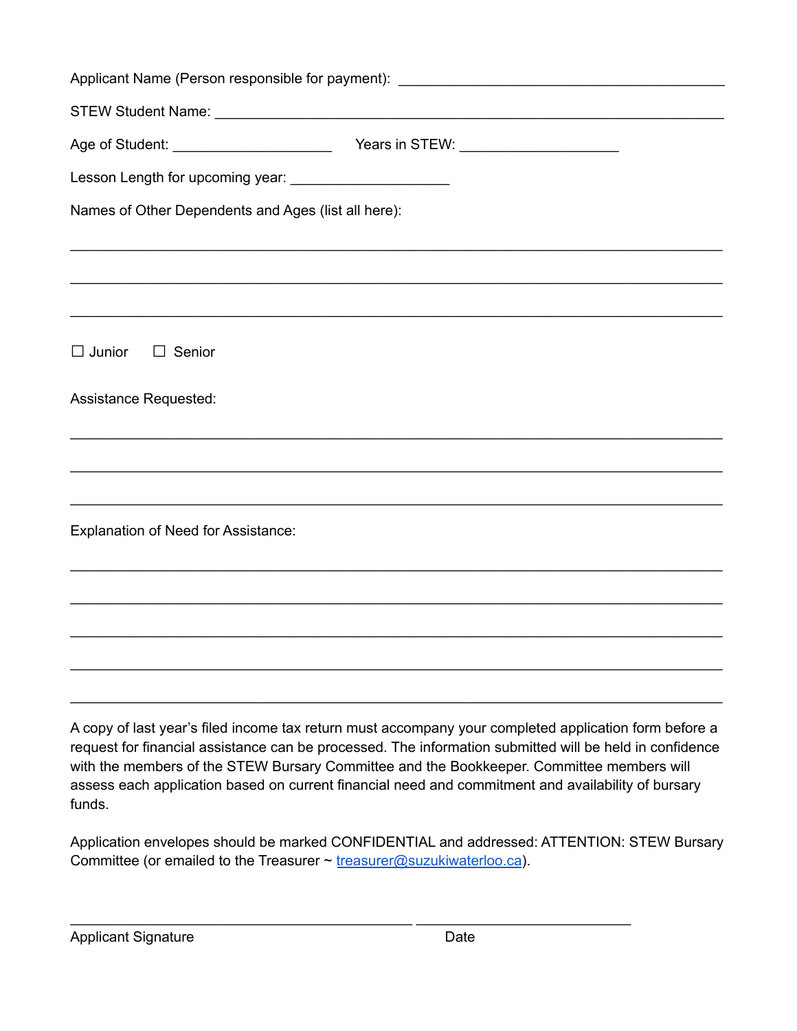Applicant Name (Person responsible for payment): ___________________________________________

STEW Student Name: _____________________________________________________________

Age of Student: ____________________ Years in STEW: ____________________

Lesson Length for upcoming year: ____________________

Names of Other Dependents and Ages (list all here):

_________________________________________________________________________________

_________________________________________________________________________________

_________________________________________________________________________________

☐ Junior ☐ Senior

Assistance Requested:

_________________________________________________________________________________

_________________________________________________________________________________

_________________________________________________________________________________

Explanation of Need for Assistance:

_________________________________________________________________________________

_________________________________________________________________________________

_________________________________________________________________________________

_________________________________________________________________________________

_________________________________________________________________________________

A copy of last year's filed income tax return must accompany your completed application form before a request for financial assistance can be processed. The information submitted will be held in confidence with the members of the STEW Bursary Committee and the Bookkeeper. Committee members will assess each application based on current financial need and commitment and availability of bursary funds.

Application envelopes should be marked CONFIDENTIAL and addressed: ATTENTION: STEW Bursary Committee (or emailed to the Treasurer ~ treasurer@suzukiwaterloo.ca).

_____________________________________________ ____________________________

Applicant Signature Date